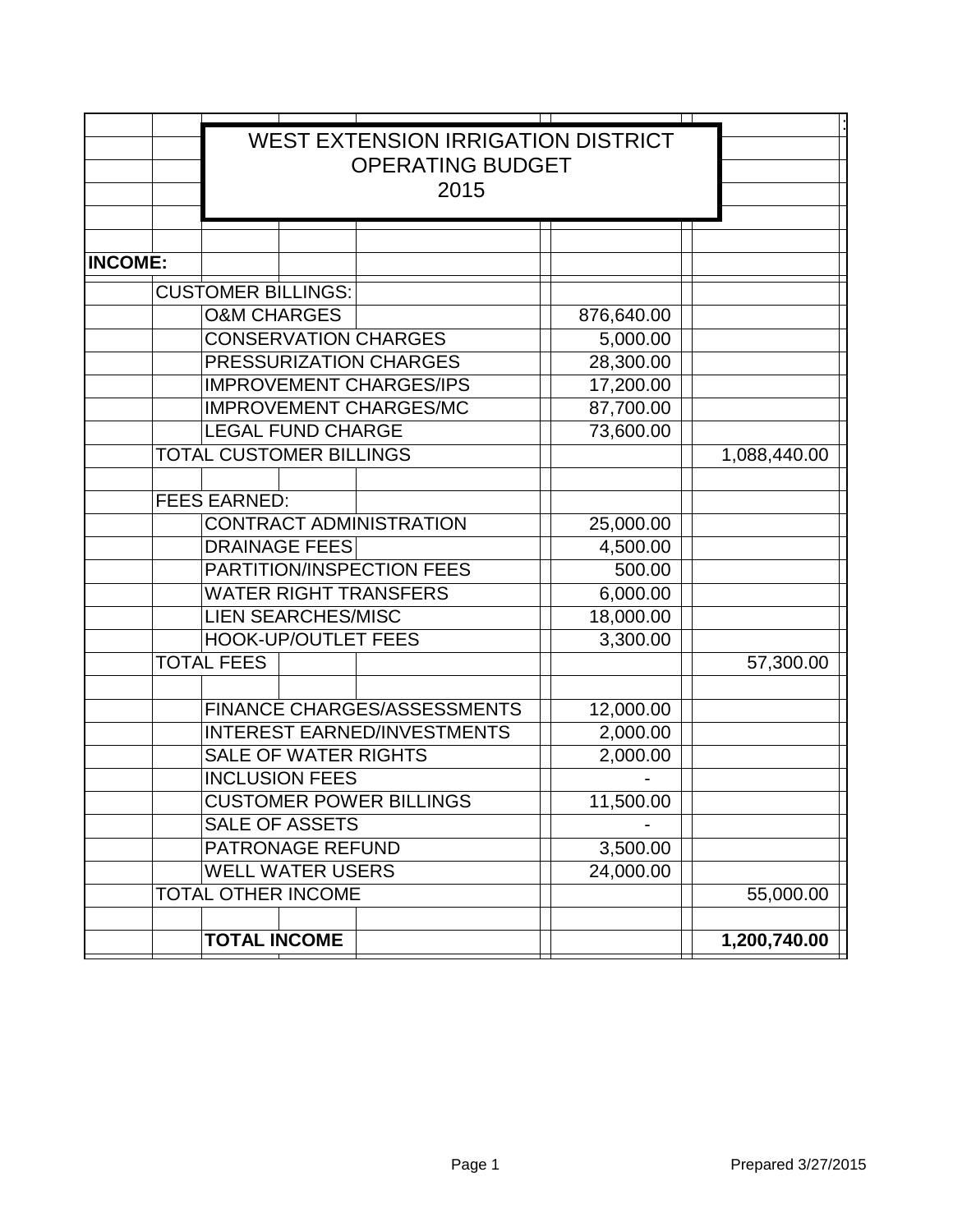# WEST EXTENSION IRRIGATION DISTRICT
## OPERATING BUDGET
## 2015

| | | |
|---|---|---|
| **INCOME:** | | |
| CUSTOMER BILLINGS: | | |
| O&M CHARGES | 876,640.00 | |
| CONSERVATION CHARGES | 5,000.00 | |
| PRESSURIZATION CHARGES | 28,300.00 | |
| IMPROVEMENT CHARGES/IPS | 17,200.00 | |
| IMPROVEMENT CHARGES/MC | 87,700.00 | |
| LEGAL FUND CHARGE | 73,600.00 | |
| TOTAL CUSTOMER BILLINGS | | 1,088,440.00 |
| | | |
| FEES EARNED: | | |
| CONTRACT ADMINISTRATION | 25,000.00 | |
| DRAINAGE FEES | 4,500.00 | |
| PARTITION/INSPECTION FEES | 500.00 | |
| WATER RIGHT TRANSFERS | 6,000.00 | |
| LIEN SEARCHES/MISC | 18,000.00 | |
| HOOK-UP/OUTLET FEES | 3,300.00 | |
| TOTAL FEES | | 57,300.00 |
| | | |
| FINANCE CHARGES/ASSESSMENTS | 12,000.00 | |
| INTEREST EARNED/INVESTMENTS | 2,000.00 | |
| SALE OF WATER RIGHTS | 2,000.00 | |
| INCLUSION FEES | - | |
| CUSTOMER POWER BILLINGS | 11,500.00 | |
| SALE OF ASSETS | - | |
| PATRONAGE REFUND | 3,500.00 | |
| WELL WATER USERS | 24,000.00 | |
| TOTAL OTHER INCOME | | 55,000.00 |
| | | |
| **TOTAL INCOME** | | **1,200,740.00** |

Prepared 3/27/2015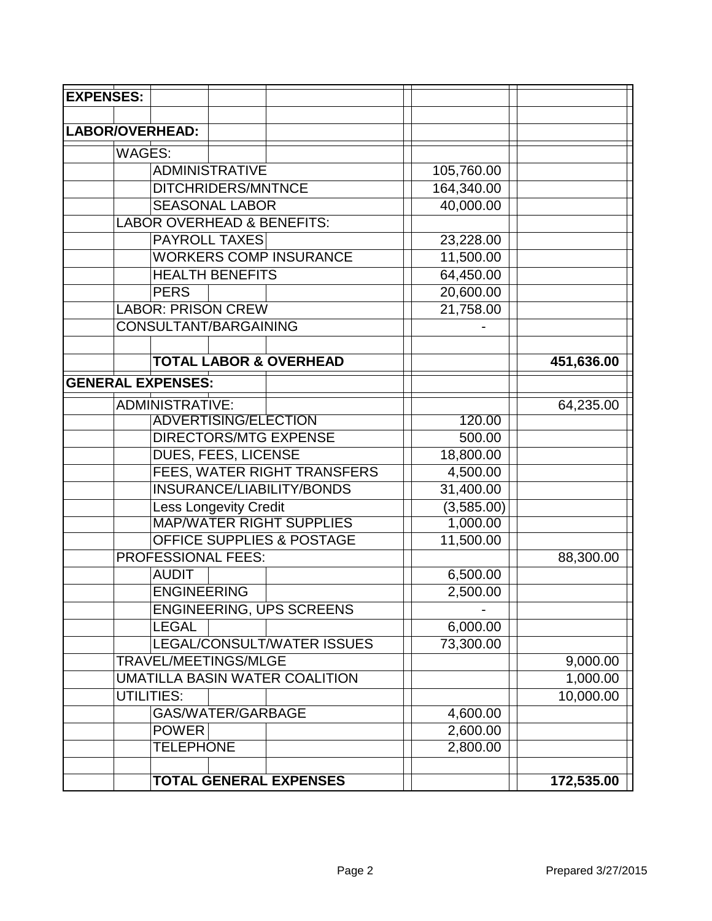| | | | |
|---|---|---|---|
| **EXPENSES:** | | | |
| | | | |
| **LABOR/OVERHEAD:** | | | |
| WAGES: | | | |
| | ADMINISTRATIVE | 105,760.00 | |
| | DITCHRIDERS/MNTNCE | 164,340.00 | |
| | SEASONAL LABOR | 40,000.00 | |
| LABOR OVERHEAD & BENEFITS: | | | |
| | PAYROLL TAXES | 23,228.00 | |
| | WORKERS COMP INSURANCE | 11,500.00 | |
| | HEALTH BENEFITS | 64,450.00 | |
| | PERS | 20,600.00 | |
| LABOR: PRISON CREW | | 21,758.00 | |
| CONSULTANT/BARGAINING | | - | |
| | | | |
| | **TOTAL LABOR & OVERHEAD** | | **451,636.00** |
| **GENERAL EXPENSES:** | | | |
| ADMINISTRATIVE: | | | 64,235.00 |
| | ADVERTISING/ELECTION | 120.00 | |
| | DIRECTORS/MTG EXPENSE | 500.00 | |
| | DUES, FEES, LICENSE | 18,800.00 | |
| | FEES, WATER RIGHT TRANSFERS | 4,500.00 | |
| | INSURANCE/LIABILITY/BONDS | 31,400.00 | |
| | Less Longevity Credit | (3,585.00) | |
| | MAP/WATER RIGHT SUPPLIES | 1,000.00 | |
| | OFFICE SUPPLIES & POSTAGE | 11,500.00 | |
| PROFESSIONAL FEES: | | | 88,300.00 |
| | AUDIT | 6,500.00 | |
| | ENGINEERING | 2,500.00 | |
| | ENGINEERING, UPS SCREENS | - | |
| | LEGAL | 6,000.00 | |
| | LEGAL/CONSULT/WATER ISSUES | 73,300.00 | |
| TRAVEL/MEETINGS/MLGE | | | 9,000.00 |
| UMATILLA BASIN WATER COALITION | | | 1,000.00 |
| UTILITIES: | | | 10,000.00 |
| | GAS/WATER/GARBAGE | 4,600.00 | |
| | POWER | 2,600.00 | |
| | TELEPHONE | 2,800.00 | |
| | | | |
| | **TOTAL GENERAL EXPENSES** | | **172,535.00** |

Prepared 3/27/2015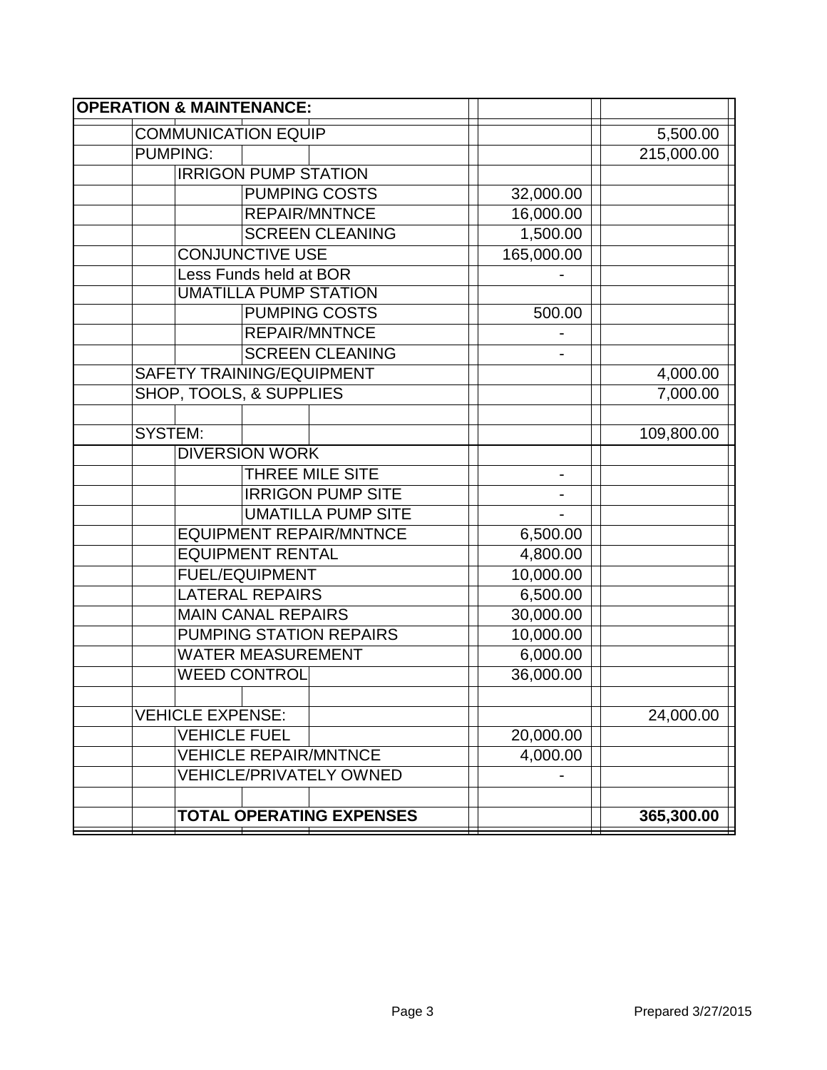| OPERATION & MAINTENANCE: | | |
|---|---|---|
| COMMUNICATION EQUIP | | 5,500.00 |
| PUMPING: | | 215,000.00 |
| IRRIGON PUMP STATION | | |
| PUMPING COSTS | 32,000.00 | |
| REPAIR/MNTNCE | 16,000.00 | |
| SCREEN CLEANING | 1,500.00 | |
| CONJUNCTIVE USE | 165,000.00 | |
| Less Funds held at BOR | - | |
| UMATILLA PUMP STATION | | |
| PUMPING COSTS | 500.00 | |
| REPAIR/MNTNCE | - | |
| SCREEN CLEANING | - | |
| SAFETY TRAINING/EQUIPMENT | | 4,000.00 |
| SHOP, TOOLS, & SUPPLIES | | 7,000.00 |
| | | |
| SYSTEM: | | 109,800.00 |
| DIVERSION WORK | | |
| THREE MILE SITE | - | |
| IRRIGON PUMP SITE | - | |
| UMATILLA PUMP SITE | - | |
| EQUIPMENT REPAIR/MNTNCE | 6,500.00 | |
| EQUIPMENT RENTAL | 4,800.00 | |
| FUEL/EQUIPMENT | 10,000.00 | |
| LATERAL REPAIRS | 6,500.00 | |
| MAIN CANAL REPAIRS | 30,000.00 | |
| PUMPING STATION REPAIRS | 10,000.00 | |
| WATER MEASUREMENT | 6,000.00 | |
| WEED CONTROL | 36,000.00 | |
| | | |
| VEHICLE EXPENSE: | | 24,000.00 |
| VEHICLE FUEL | 20,000.00 | |
| VEHICLE REPAIR/MNTNCE | 4,000.00 | |
| VEHICLE/PRIVATELY OWNED | - | |
| | | |
| **TOTAL OPERATING EXPENSES** | | **365,300.00** |

Prepared 3/27/2015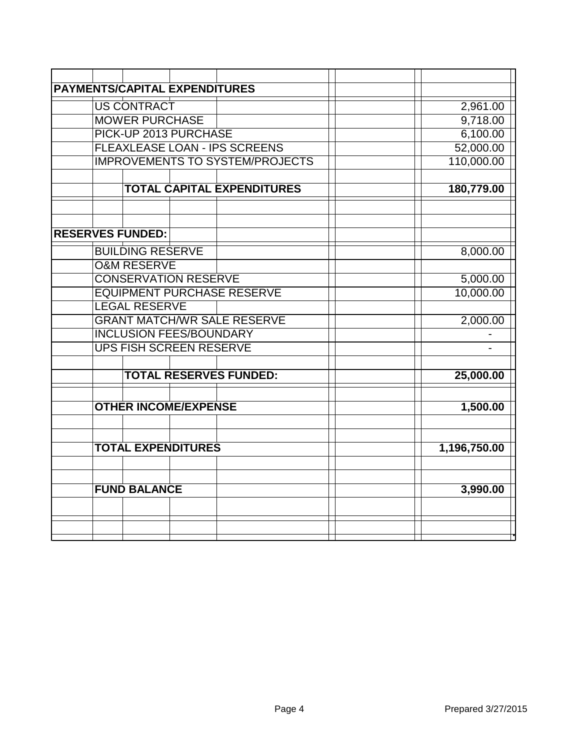| | |
|---|---|
| **PAYMENTS/CAPITAL EXPENDITURES** | |
| US CONTRACT | 2,961.00 |
| MOWER PURCHASE | 9,718.00 |
| PICK-UP 2013 PURCHASE | 6,100.00 |
| FLEAXLEASE LOAN - IPS SCREENS | 52,000.00 |
| IMPROVEMENTS TO SYSTEM/PROJECTS | 110,000.00 |
| **TOTAL CAPITAL EXPENDITURES** | **180,779.00** |
| **RESERVES FUNDED:** | |
| BUILDING RESERVE | 8,000.00 |
| O&M RESERVE | |
| CONSERVATION RESERVE | 5,000.00 |
| EQUIPMENT PURCHASE RESERVE | 10,000.00 |
| LEGAL RESERVE | |
| GRANT MATCH/WR SALE RESERVE | 2,000.00 |
| INCLUSION FEES/BOUNDARY | - |
| UPS FISH SCREEN RESERVE | - |
| **TOTAL RESERVES FUNDED:** | **25,000.00** |
| **OTHER INCOME/EXPENSE** | **1,500.00** |
| **TOTAL EXPENDITURES** | **1,196,750.00** |
| **FUND BALANCE** | **3,990.00** |

Prepared 3/27/2015